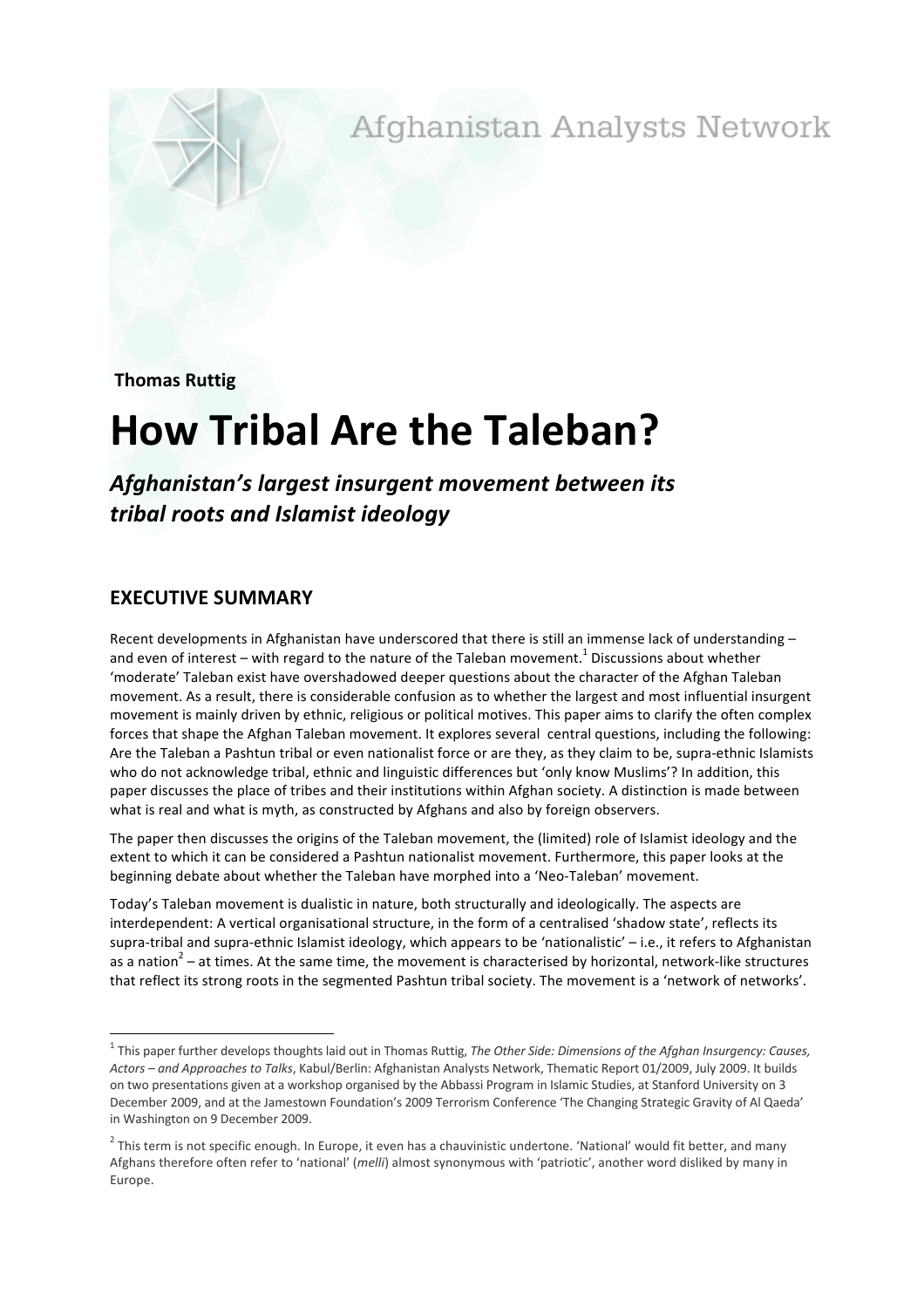Afghanistan Analysts Network

**Thomas Ruttig**

# How Tribal Are the Taleban?

***Afghanistan's largest insurgent movement between its tribal roots and Islamist ideology***

## EXECUTIVE SUMMARY

Recent developments in Afghanistan have underscored that there is still an immense lack of understanding – and even of interest – with regard to the nature of the Taleban movement.[1] Discussions about whether 'moderate' Taleban exist have overshadowed deeper questions about the character of the Afghan Taleban movement. As a result, there is considerable confusion as to whether the largest and most influential insurgent movement is mainly driven by ethnic, religious or political motives. This paper aims to clarify the often complex forces that shape the Afghan Taleban movement. It explores several central questions, including the following: Are the Taleban a Pashtun tribal or even nationalist force or are they, as they claim to be, supra-ethnic Islamists who do not acknowledge tribal, ethnic and linguistic differences but 'only know Muslims'? In addition, this paper discusses the place of tribes and their institutions within Afghan society. A distinction is made between what is real and what is myth, as constructed by Afghans and also by foreign observers.

The paper then discusses the origins of the Taleban movement, the (limited) role of Islamist ideology and the extent to which it can be considered a Pashtun nationalist movement. Furthermore, this paper looks at the beginning debate about whether the Taleban have morphed into a 'Neo-Taleban' movement.

Today's Taleban movement is dualistic in nature, both structurally and ideologically. The aspects are interdependent: A vertical organisational structure, in the form of a centralised 'shadow state', reflects its supra-tribal and supra-ethnic Islamist ideology, which appears to be 'nationalistic' – i.e., it refers to Afghanistan as a nation[2] – at times. At the same time, the movement is characterised by horizontal, network-like structures that reflect its strong roots in the segmented Pashtun tribal society. The movement is a 'network of networks'.

---

[1] This paper further develops thoughts laid out in Thomas Ruttig, *The Other Side: Dimensions of the Afghan Insurgency: Causes, Actors – and Approaches to Talks*, Kabul/Berlin: Afghanistan Analysts Network, Thematic Report 01/2009, July 2009. It builds on two presentations given at a workshop organised by the Abbassi Program in Islamic Studies, at Stanford University on 3 December 2009, and at the Jamestown Foundation's 2009 Terrorism Conference 'The Changing Strategic Gravity of Al Qaeda' in Washington on 9 December 2009.

[2] This term is not specific enough. In Europe, it even has a chauvinistic undertone. 'National' would fit better, and many Afghans therefore often refer to 'national' (*melli*) almost synonymous with 'patriotic', another word disliked by many in Europe.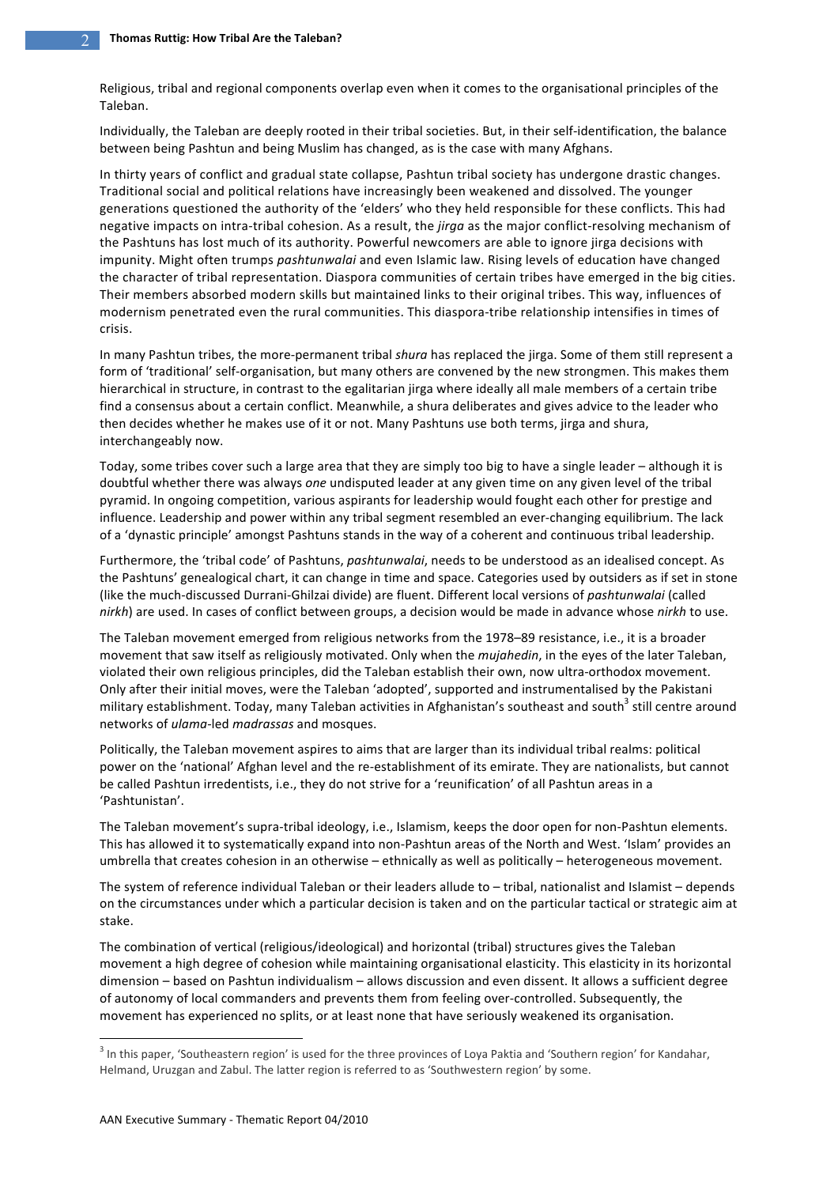Religious, tribal and regional components overlap even when it comes to the organisational principles of the Taleban.

Individually, the Taleban are deeply rooted in their tribal societies. But, in their self-identification, the balance between being Pashtun and being Muslim has changed, as is the case with many Afghans.

In thirty years of conflict and gradual state collapse, Pashtun tribal society has undergone drastic changes. Traditional social and political relations have increasingly been weakened and dissolved. The younger generations questioned the authority of the 'elders' who they held responsible for these conflicts. This had negative impacts on intra-tribal cohesion. As a result, the *jirga* as the major conflict-resolving mechanism of the Pashtuns has lost much of its authority. Powerful newcomers are able to ignore jirga decisions with impunity. Might often trumps *pashtunwalai* and even Islamic law. Rising levels of education have changed the character of tribal representation. Diaspora communities of certain tribes have emerged in the big cities. Their members absorbed modern skills but maintained links to their original tribes. This way, influences of modernism penetrated even the rural communities. This diaspora-tribe relationship intensifies in times of crisis.

In many Pashtun tribes, the more-permanent tribal *shura* has replaced the jirga. Some of them still represent a form of 'traditional' self-organisation, but many others are convened by the new strongmen. This makes them hierarchical in structure, in contrast to the egalitarian jirga where ideally all male members of a certain tribe find a consensus about a certain conflict. Meanwhile, a shura deliberates and gives advice to the leader who then decides whether he makes use of it or not. Many Pashtuns use both terms, jirga and shura, interchangeably now.

Today, some tribes cover such a large area that they are simply too big to have a single leader – although it is doubtful whether there was always *one* undisputed leader at any given time on any given level of the tribal pyramid. In ongoing competition, various aspirants for leadership would fought each other for prestige and influence. Leadership and power within any tribal segment resembled an ever-changing equilibrium. The lack of a 'dynastic principle' amongst Pashtuns stands in the way of a coherent and continuous tribal leadership.

Furthermore, the 'tribal code' of Pashtuns, *pashtunwalai*, needs to be understood as an idealised concept. As the Pashtuns' genealogical chart, it can change in time and space. Categories used by outsiders as if set in stone (like the much-discussed Durrani-Ghilzai divide) are fluent. Different local versions of *pashtunwalai* (called *nirkh*) are used. In cases of conflict between groups, a decision would be made in advance whose *nirkh* to use.

The Taleban movement emerged from religious networks from the 1978–89 resistance, i.e., it is a broader movement that saw itself as religiously motivated. Only when the *mujahedin*, in the eyes of the later Taleban, violated their own religious principles, did the Taleban establish their own, now ultra-orthodox movement. Only after their initial moves, were the Taleban 'adopted', supported and instrumentalised by the Pakistani military establishment. Today, many Taleban activities in Afghanistan's southeast and south[3] still centre around networks of *ulama*-led *madrassas* and mosques.

Politically, the Taleban movement aspires to aims that are larger than its individual tribal realms: political power on the 'national' Afghan level and the re-establishment of its emirate. They are nationalists, but cannot be called Pashtun irredentists, i.e., they do not strive for a 'reunification' of all Pashtun areas in a 'Pashtunistan'.

The Taleban movement's supra-tribal ideology, i.e., Islamism, keeps the door open for non-Pashtun elements. This has allowed it to systematically expand into non-Pashtun areas of the North and West. 'Islam' provides an umbrella that creates cohesion in an otherwise – ethnically as well as politically – heterogeneous movement.

The system of reference individual Taleban or their leaders allude to – tribal, nationalist and Islamist – depends on the circumstances under which a particular decision is taken and on the particular tactical or strategic aim at stake.

The combination of vertical (religious/ideological) and horizontal (tribal) structures gives the Taleban movement a high degree of cohesion while maintaining organisational elasticity. This elasticity in its horizontal dimension – based on Pashtun individualism – allows discussion and even dissent. It allows a sufficient degree of autonomy of local commanders and prevents them from feeling over-controlled. Subsequently, the movement has experienced no splits, or at least none that have seriously weakened its organisation.

[3] In this paper, 'Southeastern region' is used for the three provinces of Loya Paktia and 'Southern region' for Kandahar, Helmand, Uruzgan and Zabul. The latter region is referred to as 'Southwestern region' by some.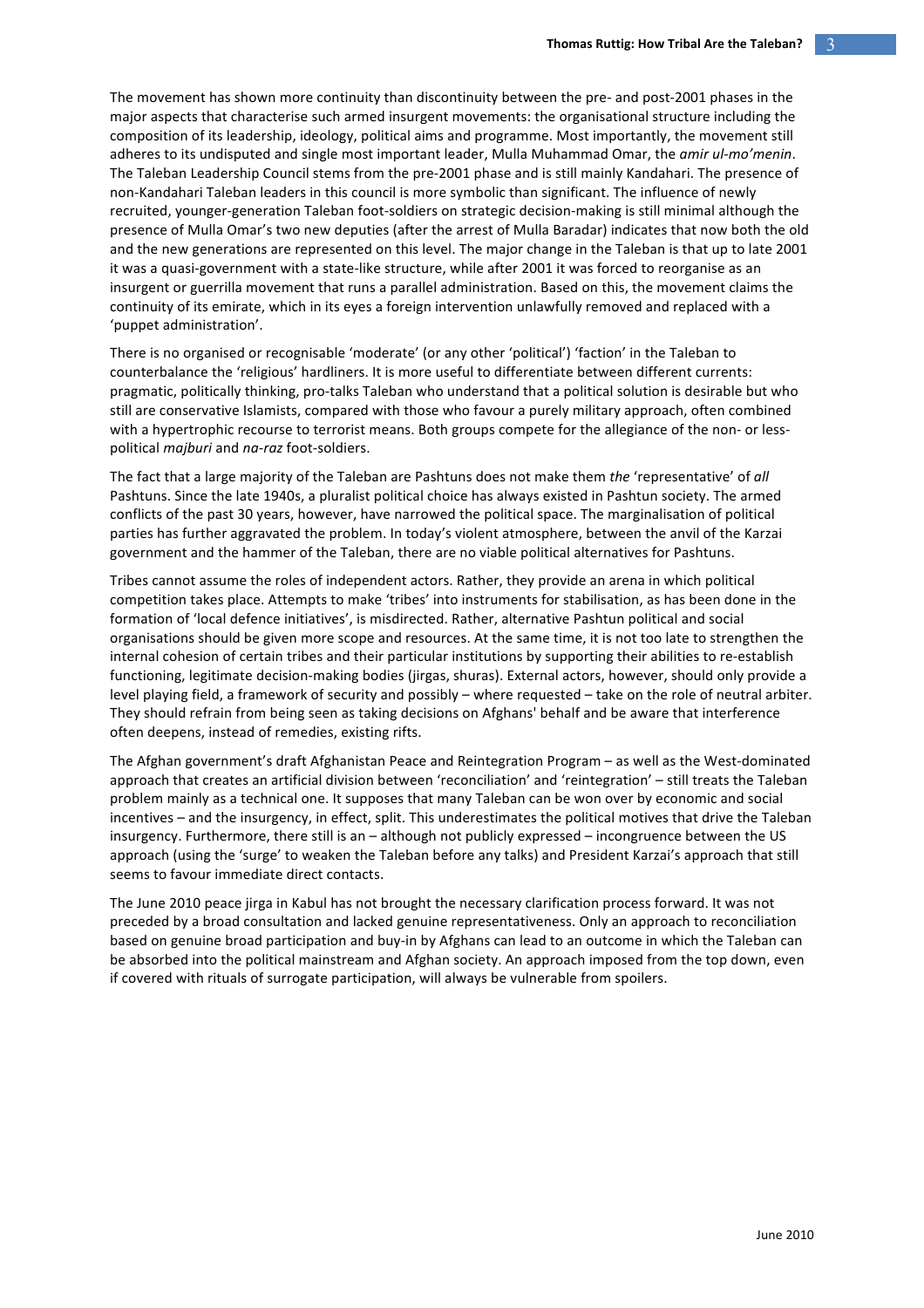The movement has shown more continuity than discontinuity between the pre- and post-2001 phases in the major aspects that characterise such armed insurgent movements: the organisational structure including the composition of its leadership, ideology, political aims and programme. Most importantly, the movement still adheres to its undisputed and single most important leader, Mulla Muhammad Omar, the *amir ul-mo'menin*. The Taleban Leadership Council stems from the pre-2001 phase and is still mainly Kandahari. The presence of non-Kandahari Taleban leaders in this council is more symbolic than significant. The influence of newly recruited, younger-generation Taleban foot-soldiers on strategic decision-making is still minimal although the presence of Mulla Omar's two new deputies (after the arrest of Mulla Baradar) indicates that now both the old and the new generations are represented on this level. The major change in the Taleban is that up to late 2001 it was a quasi-government with a state-like structure, while after 2001 it was forced to reorganise as an insurgent or guerrilla movement that runs a parallel administration. Based on this, the movement claims the continuity of its emirate, which in its eyes a foreign intervention unlawfully removed and replaced with a 'puppet administration'.

There is no organised or recognisable 'moderate' (or any other 'political') 'faction' in the Taleban to counterbalance the 'religious' hardliners. It is more useful to differentiate between different currents: pragmatic, politically thinking, pro-talks Taleban who understand that a political solution is desirable but who still are conservative Islamists, compared with those who favour a purely military approach, often combined with a hypertrophic recourse to terrorist means. Both groups compete for the allegiance of the non- or less-political *majburi* and *na-raz* foot-soldiers.

The fact that a large majority of the Taleban are Pashtuns does not make them *the* 'representative' of *all* Pashtuns. Since the late 1940s, a pluralist political choice has always existed in Pashtun society. The armed conflicts of the past 30 years, however, have narrowed the political space. The marginalisation of political parties has further aggravated the problem. In today's violent atmosphere, between the anvil of the Karzai government and the hammer of the Taleban, there are no viable political alternatives for Pashtuns.

Tribes cannot assume the roles of independent actors. Rather, they provide an arena in which political competition takes place. Attempts to make 'tribes' into instruments for stabilisation, as has been done in the formation of 'local defence initiatives', is misdirected. Rather, alternative Pashtun political and social organisations should be given more scope and resources. At the same time, it is not too late to strengthen the internal cohesion of certain tribes and their particular institutions by supporting their abilities to re-establish functioning, legitimate decision-making bodies (jirgas, shuras). External actors, however, should only provide a level playing field, a framework of security and possibly – where requested – take on the role of neutral arbiter. They should refrain from being seen as taking decisions on Afghans' behalf and be aware that interference often deepens, instead of remedies, existing rifts.

The Afghan government's draft Afghanistan Peace and Reintegration Program – as well as the West-dominated approach that creates an artificial division between 'reconciliation' and 'reintegration' – still treats the Taleban problem mainly as a technical one. It supposes that many Taleban can be won over by economic and social incentives – and the insurgency, in effect, split. This underestimates the political motives that drive the Taleban insurgency. Furthermore, there still is an – although not publicly expressed – incongruence between the US approach (using the 'surge' to weaken the Taleban before any talks) and President Karzai's approach that still seems to favour immediate direct contacts.

The June 2010 peace jirga in Kabul has not brought the necessary clarification process forward. It was not preceded by a broad consultation and lacked genuine representativeness. Only an approach to reconciliation based on genuine broad participation and buy-in by Afghans can lead to an outcome in which the Taleban can be absorbed into the political mainstream and Afghan society. An approach imposed from the top down, even if covered with rituals of surrogate participation, will always be vulnerable from spoilers.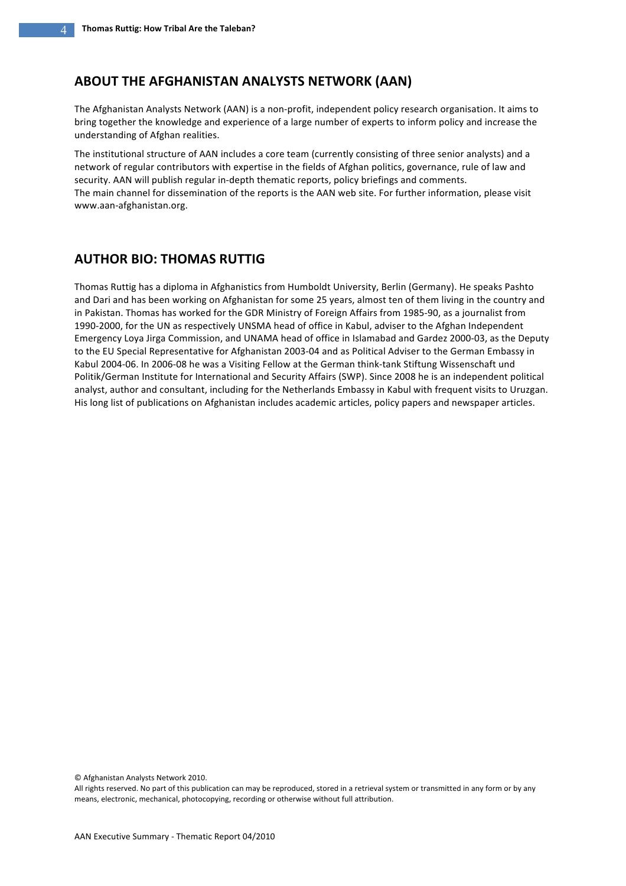## ABOUT THE AFGHANISTAN ANALYSTS NETWORK (AAN)

The Afghanistan Analysts Network (AAN) is a non-profit, independent policy research organisation. It aims to bring together the knowledge and experience of a large number of experts to inform policy and increase the understanding of Afghan realities.

The institutional structure of AAN includes a core team (currently consisting of three senior analysts) and a network of regular contributors with expertise in the fields of Afghan politics, governance, rule of law and security. AAN will publish regular in-depth thematic reports, policy briefings and comments.
The main channel for dissemination of the reports is the AAN web site. For further information, please visit www.aan-afghanistan.org.

## AUTHOR BIO: THOMAS RUTTIG

Thomas Ruttig has a diploma in Afghanistics from Humboldt University, Berlin (Germany). He speaks Pashto and Dari and has been working on Afghanistan for some 25 years, almost ten of them living in the country and in Pakistan. Thomas has worked for the GDR Ministry of Foreign Affairs from 1985-90, as a journalist from 1990-2000, for the UN as respectively UNSMA head of office in Kabul, adviser to the Afghan Independent Emergency Loya Jirga Commission, and UNAMA head of office in Islamabad and Gardez 2000-03, as the Deputy to the EU Special Representative for Afghanistan 2003-04 and as Political Adviser to the German Embassy in Kabul 2004-06. In 2006-08 he was a Visiting Fellow at the German think-tank Stiftung Wissenschaft und Politik/German Institute for International and Security Affairs (SWP). Since 2008 he is an independent political analyst, author and consultant, including for the Netherlands Embassy in Kabul with frequent visits to Uruzgan. His long list of publications on Afghanistan includes academic articles, policy papers and newspaper articles.

© Afghanistan Analysts Network 2010.
All rights reserved. No part of this publication can may be reproduced, stored in a retrieval system or transmitted in any form or by any means, electronic, mechanical, photocopying, recording or otherwise without full attribution.